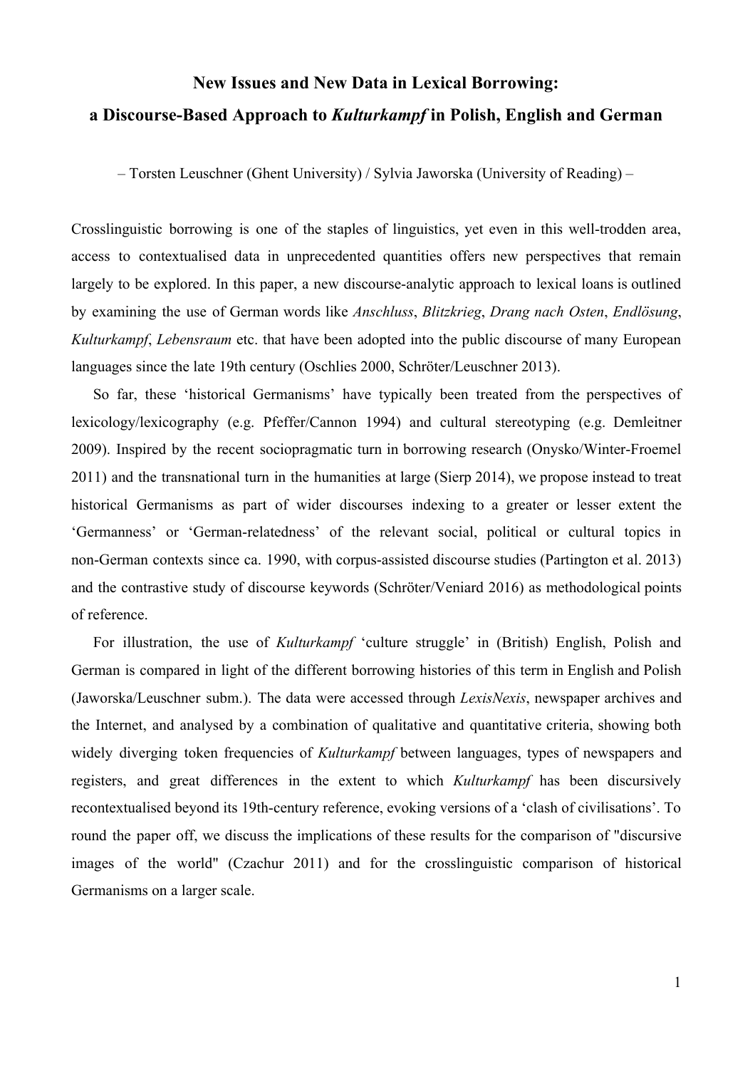# New Issues and New Data in Lexical Borrowing:
# a Discourse-Based Approach to *Kulturkampf* in Polish, English and German

– Torsten Leuschner (Ghent University) / Sylvia Jaworska (University of Reading) –

Crosslinguistic borrowing is one of the staples of linguistics, yet even in this well-trodden area, access to contextualised data in unprecedented quantities offers new perspectives that remain largely to be explored. In this paper, a new discourse-analytic approach to lexical loans is outlined by examining the use of German words like *Anschluss*, *Blitzkrieg*, *Drang nach Osten*, *Endlösung*, *Kulturkampf*, *Lebensraum* etc. that have been adopted into the public discourse of many European languages since the late 19th century (Oschlies 2000, Schröter/Leuschner 2013).

So far, these 'historical Germanisms' have typically been treated from the perspectives of lexicology/lexicography (e.g. Pfeffer/Cannon 1994) and cultural stereotyping (e.g. Demleitner 2009). Inspired by the recent sociopragmatic turn in borrowing research (Onysko/Winter-Froemel 2011) and the transnational turn in the humanities at large (Sierp 2014), we propose instead to treat historical Germanisms as part of wider discourses indexing to a greater or lesser extent the 'Germanness' or 'German-relatedness' of the relevant social, political or cultural topics in non-German contexts since ca. 1990, with corpus-assisted discourse studies (Partington et al. 2013) and the contrastive study of discourse keywords (Schröter/Veniard 2016) as methodological points of reference.

For illustration, the use of *Kulturkampf* 'culture struggle' in (British) English, Polish and German is compared in light of the different borrowing histories of this term in English and Polish (Jaworska/Leuschner subm.). The data were accessed through *LexisNexis*, newspaper archives and the Internet, and analysed by a combination of qualitative and quantitative criteria, showing both widely diverging token frequencies of *Kulturkampf* between languages, types of newspapers and registers, and great differences in the extent to which *Kulturkampf* has been discursively recontextualised beyond its 19th-century reference, evoking versions of a 'clash of civilisations'. To round the paper off, we discuss the implications of these results for the comparison of "discursive images of the world" (Czachur 2011) and for the crosslinguistic comparison of historical Germanisms on a larger scale.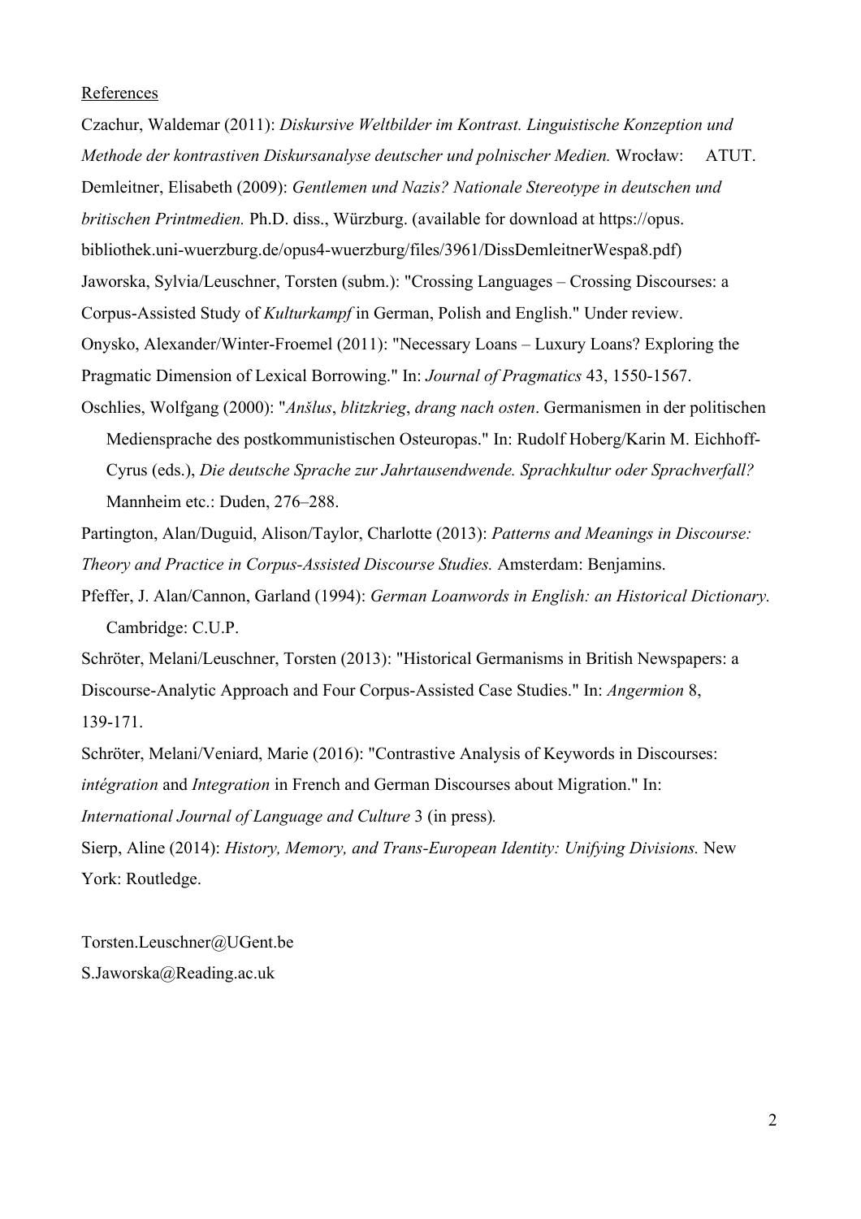References

Czachur, Waldemar (2011): *Diskursive Weltbilder im Kontrast. Linguistische Konzeption und Methode der kontrastiven Diskursanalyse deutscher und polnischer Medien.* Wrocław: ATUT.

Demleitner, Elisabeth (2009): *Gentlemen und Nazis? Nationale Stereotype in deutschen und britischen Printmedien.* Ph.D. diss., Würzburg. (available for download at https://opus.bibliothek.uni-wuerzburg.de/opus4-wuerzburg/files/3961/DissDemleitnerWespa8.pdf)

Jaworska, Sylvia/Leuschner, Torsten (subm.): "Crossing Languages – Crossing Discourses: a Corpus-Assisted Study of *Kulturkampf* in German, Polish and English." Under review.

Onysko, Alexander/Winter-Froemel (2011): "Necessary Loans – Luxury Loans? Exploring the Pragmatic Dimension of Lexical Borrowing." In: *Journal of Pragmatics* 43, 1550-1567.

Oschlies, Wolfgang (2000): "*Anšlus*, *blitzkrieg*, *drang nach osten*. Germanismen in der politischen Mediensprache des postkommunistischen Osteuropas." In: Rudolf Hoberg/Karin M. Eichhoff-Cyrus (eds.), *Die deutsche Sprache zur Jahrtausendwende. Sprachkultur oder Sprachverfall?* Mannheim etc.: Duden, 276–288.

Partington, Alan/Duguid, Alison/Taylor, Charlotte (2013): *Patterns and Meanings in Discourse: Theory and Practice in Corpus-Assisted Discourse Studies.* Amsterdam: Benjamins.

Pfeffer, J. Alan/Cannon, Garland (1994): *German Loanwords in English: an Historical Dictionary.* Cambridge: C.U.P.

Schröter, Melani/Leuschner, Torsten (2013): "Historical Germanisms in British Newspapers: a Discourse-Analytic Approach and Four Corpus-Assisted Case Studies." In: *Angermion* 8, 139-171.

Schröter, Melani/Veniard, Marie (2016): "Contrastive Analysis of Keywords in Discourses: *intégration* and *Integration* in French and German Discourses about Migration." In: *International Journal of Language and Culture* 3 (in press).

Sierp, Aline (2014): *History, Memory, and Trans-European Identity: Unifying Divisions.* New York: Routledge.

Torsten.Leuschner@UGent.be

S.Jaworska@Reading.ac.uk